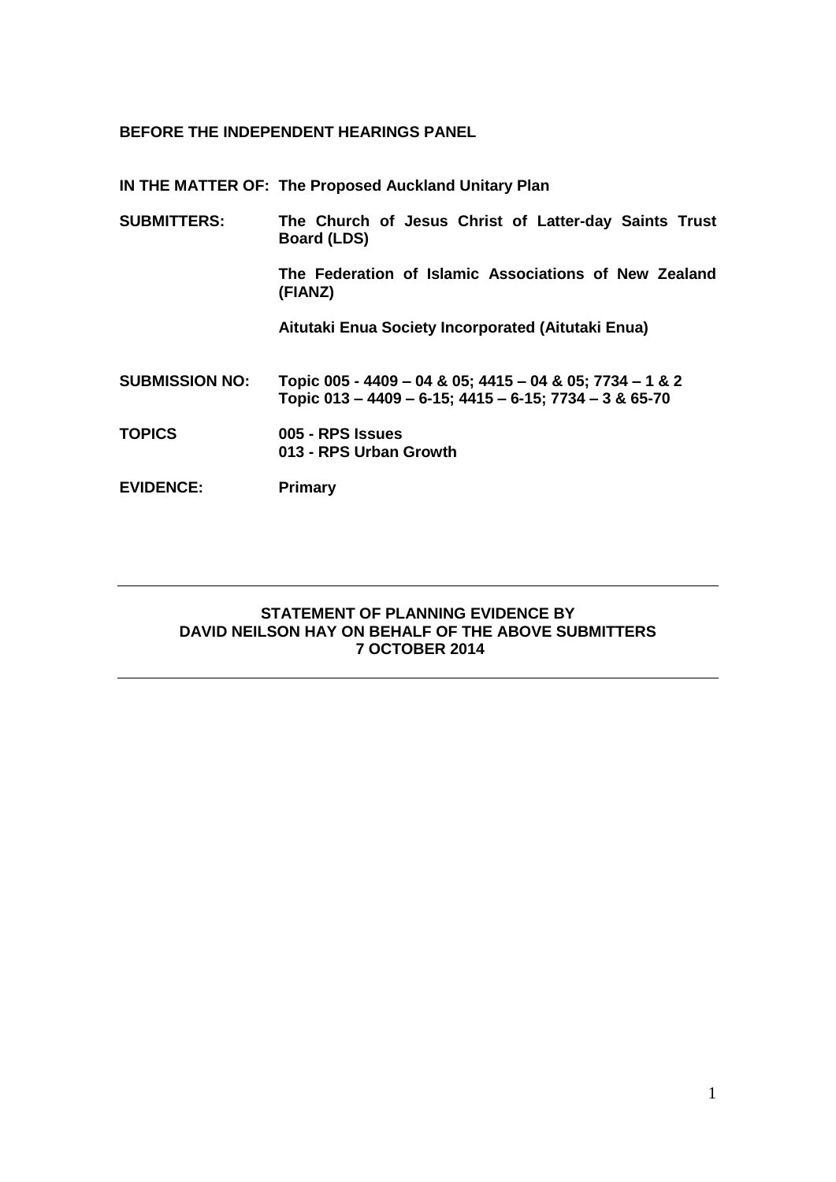**BEFORE THE INDEPENDENT HEARINGS PANEL**

| | |
|---|---|
| **IN THE MATTER OF:** | **The Proposed Auckland Unitary Plan** |
| **SUBMITTERS:** | **The Church of Jesus Christ of Latter-day Saints Trust Board (LDS)** |
| | **The Federation of Islamic Associations of New Zealand (FIANZ)** |
| | **Aitutaki Enua Society Incorporated (Aitutaki Enua)** |
| **SUBMISSION NO:** | **Topic 005 - 4409 – 04 & 05; 4415 – 04 & 05; 7734 – 1 & 2**<br>**Topic 013 – 4409 – 6-15; 4415 – 6-15; 7734 – 3 & 65-70** |
| **TOPICS** | **005 - RPS Issues**<br>**013 - RPS Urban Growth** |
| **EVIDENCE:** | **Primary** |

---

**STATEMENT OF PLANNING EVIDENCE BY**
**DAVID NEILSON HAY ON BEHALF OF THE ABOVE SUBMITTERS**
**7 OCTOBER 2014**

---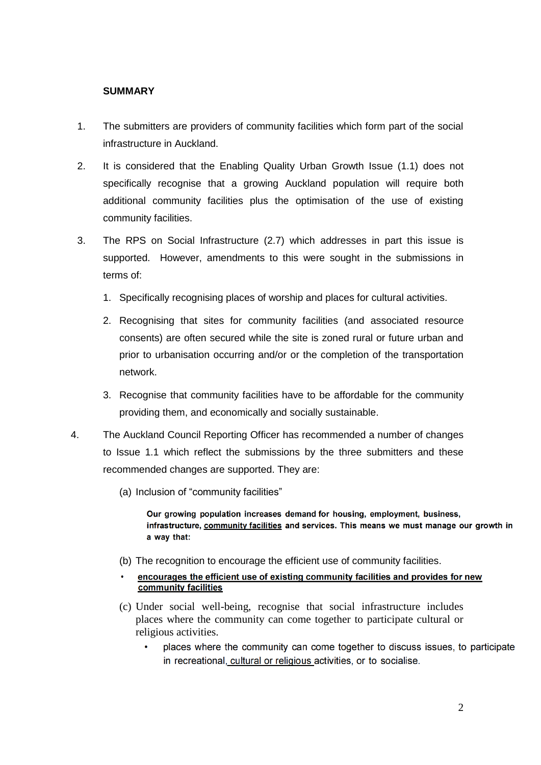**SUMMARY**

1. The submitters are providers of community facilities which form part of the social infrastructure in Auckland.

2. It is considered that the Enabling Quality Urban Growth Issue (1.1) does not specifically recognise that a growing Auckland population will require both additional community facilities plus the optimisation of the use of existing community facilities.

3. The RPS on Social Infrastructure (2.7) which addresses in part this issue is supported. However, amendments to this were sought in the submissions in terms of:

   1. Specifically recognising places of worship and places for cultural activities.

   2. Recognising that sites for community facilities (and associated resource consents) are often secured while the site is zoned rural or future urban and prior to urbanisation occurring and/or or the completion of the transportation network.

   3. Recognise that community facilities have to be affordable for the community providing them, and economically and socially sustainable.

4. The Auckland Council Reporting Officer has recommended a number of changes to Issue 1.1 which reflect the submissions by the three submitters and these recommended changes are supported. They are:

   (a) Inclusion of "community facilities"

   > **Our growing population increases demand for housing, employment, business, infrastructure, <u>community facilities</u> and services. This means we must manage our growth in a way that:**

   (b) The recognition to encourage the efficient use of community facilities.

   - **<u>encourages the efficient use of existing community facilities and provides for new community facilities</u>**

   (c) Under social well-being, recognise that social infrastructure includes places where the community can come together to participate cultural or religious activities.

     - places where the community can come together to discuss issues, to participate in recreational, <u>cultural or religious</u> activities, or to socialise.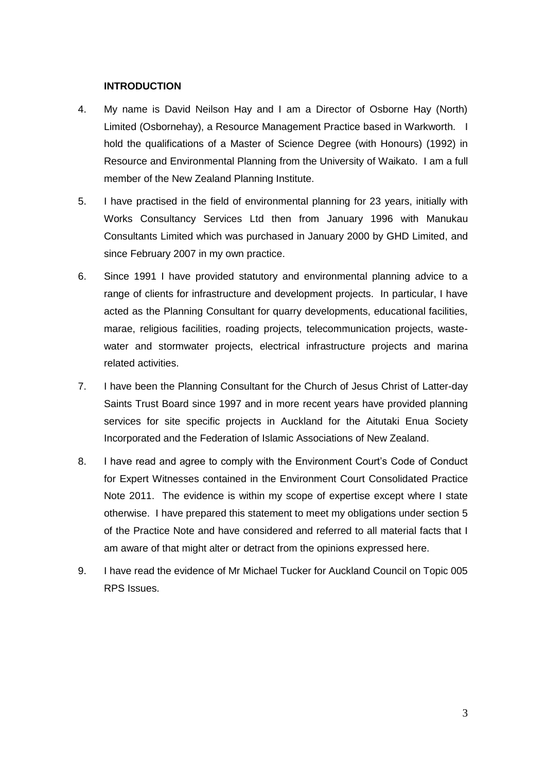**INTRODUCTION**

4. My name is David Neilson Hay and I am a Director of Osborne Hay (North) Limited (Osbornehay), a Resource Management Practice based in Warkworth. I hold the qualifications of a Master of Science Degree (with Honours) (1992) in Resource and Environmental Planning from the University of Waikato. I am a full member of the New Zealand Planning Institute.

5. I have practised in the field of environmental planning for 23 years, initially with Works Consultancy Services Ltd then from January 1996 with Manukau Consultants Limited which was purchased in January 2000 by GHD Limited, and since February 2007 in my own practice.

6. Since 1991 I have provided statutory and environmental planning advice to a range of clients for infrastructure and development projects. In particular, I have acted as the Planning Consultant for quarry developments, educational facilities, marae, religious facilities, roading projects, telecommunication projects, waste-water and stormwater projects, electrical infrastructure projects and marina related activities.

7. I have been the Planning Consultant for the Church of Jesus Christ of Latter-day Saints Trust Board since 1997 and in more recent years have provided planning services for site specific projects in Auckland for the Aitutaki Enua Society Incorporated and the Federation of Islamic Associations of New Zealand.

8. I have read and agree to comply with the Environment Court's Code of Conduct for Expert Witnesses contained in the Environment Court Consolidated Practice Note 2011. The evidence is within my scope of expertise except where I state otherwise. I have prepared this statement to meet my obligations under section 5 of the Practice Note and have considered and referred to all material facts that I am aware of that might alter or detract from the opinions expressed here.

9. I have read the evidence of Mr Michael Tucker for Auckland Council on Topic 005 RPS Issues.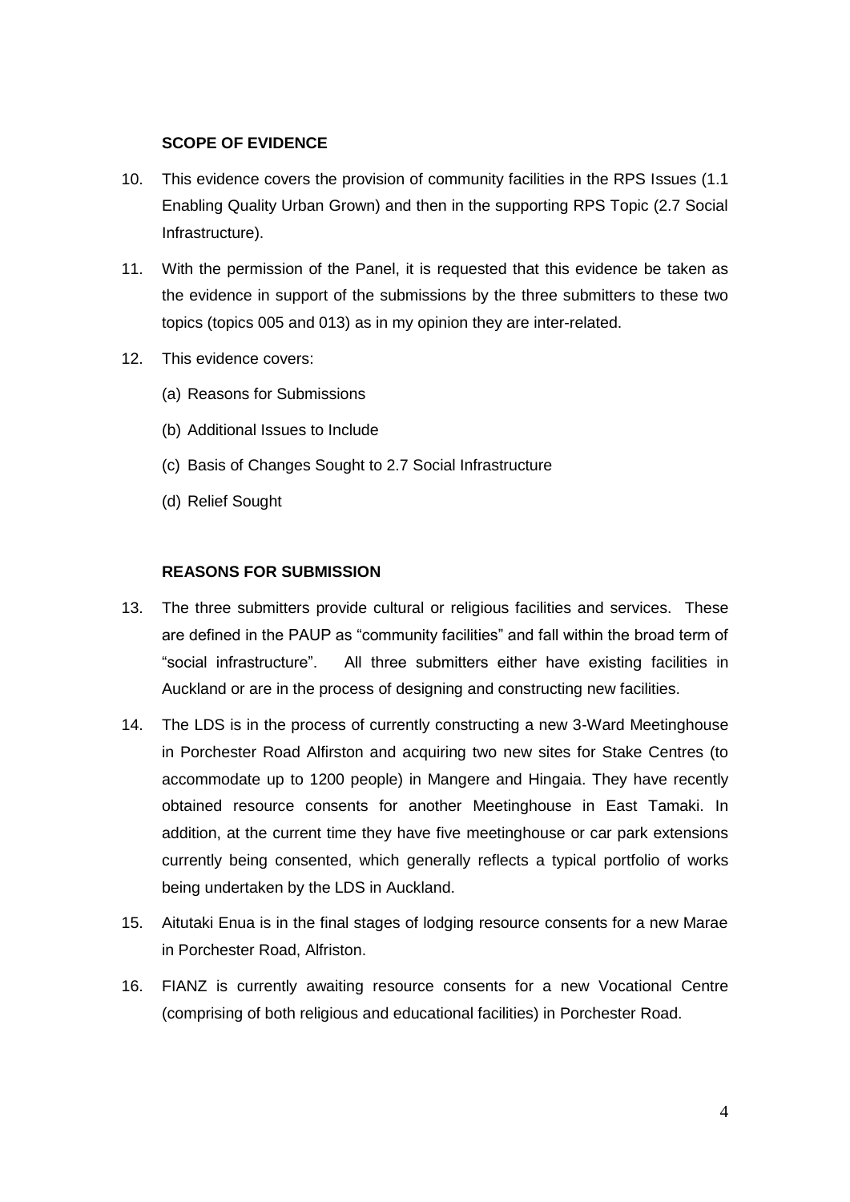## SCOPE OF EVIDENCE

10. This evidence covers the provision of community facilities in the RPS Issues (1.1 Enabling Quality Urban Grown) and then in the supporting RPS Topic (2.7 Social Infrastructure).

11. With the permission of the Panel, it is requested that this evidence be taken as the evidence in support of the submissions by the three submitters to these two topics (topics 005 and 013) as in my opinion they are inter-related.

12. This evidence covers:

    (a) Reasons for Submissions

    (b) Additional Issues to Include

    (c) Basis of Changes Sought to 2.7 Social Infrastructure

    (d) Relief Sought

## REASONS FOR SUBMISSION

13. The three submitters provide cultural or religious facilities and services. These are defined in the PAUP as "community facilities" and fall within the broad term of "social infrastructure". All three submitters either have existing facilities in Auckland or are in the process of designing and constructing new facilities.

14. The LDS is in the process of currently constructing a new 3-Ward Meetinghouse in Porchester Road Alfirston and acquiring two new sites for Stake Centres (to accommodate up to 1200 people) in Mangere and Hingaia. They have recently obtained resource consents for another Meetinghouse in East Tamaki. In addition, at the current time they have five meetinghouse or car park extensions currently being consented, which generally reflects a typical portfolio of works being undertaken by the LDS in Auckland.

15. Aitutaki Enua is in the final stages of lodging resource consents for a new Marae in Porchester Road, Alfriston.

16. FIANZ is currently awaiting resource consents for a new Vocational Centre (comprising of both religious and educational facilities) in Porchester Road.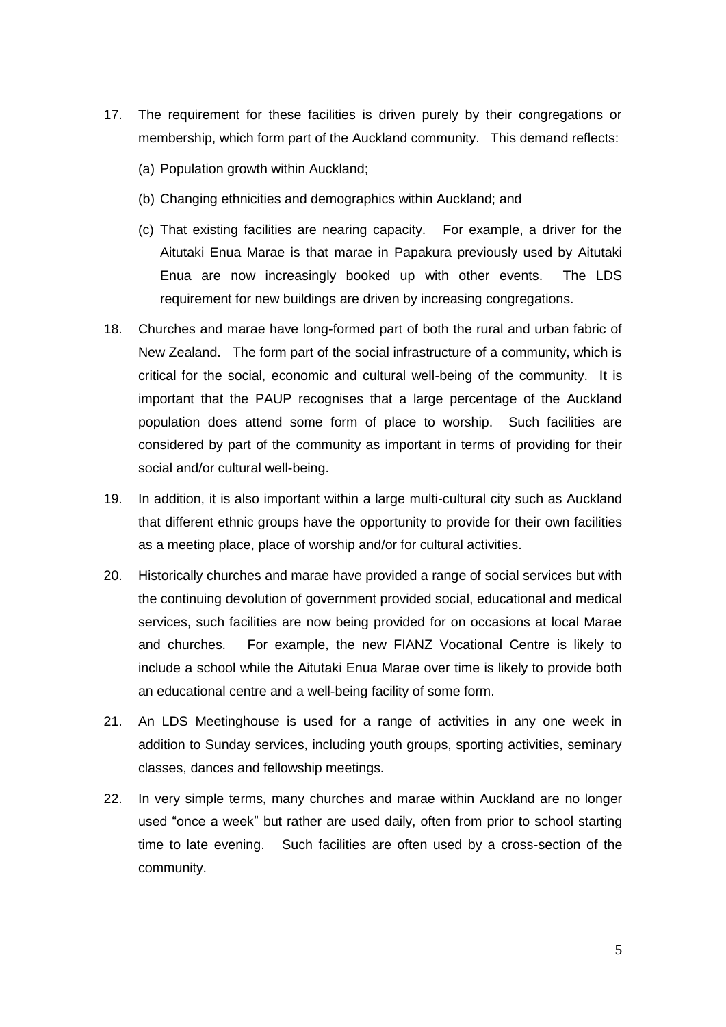17. The requirement for these facilities is driven purely by their congregations or membership, which form part of the Auckland community. This demand reflects:

    (a) Population growth within Auckland;

    (b) Changing ethnicities and demographics within Auckland; and

    (c) That existing facilities are nearing capacity. For example, a driver for the Aitutaki Enua Marae is that marae in Papakura previously used by Aitutaki Enua are now increasingly booked up with other events. The LDS requirement for new buildings are driven by increasing congregations.

18. Churches and marae have long-formed part of both the rural and urban fabric of New Zealand. The form part of the social infrastructure of a community, which is critical for the social, economic and cultural well-being of the community. It is important that the PAUP recognises that a large percentage of the Auckland population does attend some form of place to worship. Such facilities are considered by part of the community as important in terms of providing for their social and/or cultural well-being.

19. In addition, it is also important within a large multi-cultural city such as Auckland that different ethnic groups have the opportunity to provide for their own facilities as a meeting place, place of worship and/or for cultural activities.

20. Historically churches and marae have provided a range of social services but with the continuing devolution of government provided social, educational and medical services, such facilities are now being provided for on occasions at local Marae and churches. For example, the new FIANZ Vocational Centre is likely to include a school while the Aitutaki Enua Marae over time is likely to provide both an educational centre and a well-being facility of some form.

21. An LDS Meetinghouse is used for a range of activities in any one week in addition to Sunday services, including youth groups, sporting activities, seminary classes, dances and fellowship meetings.

22. In very simple terms, many churches and marae within Auckland are no longer used "once a week" but rather are used daily, often from prior to school starting time to late evening. Such facilities are often used by a cross-section of the community.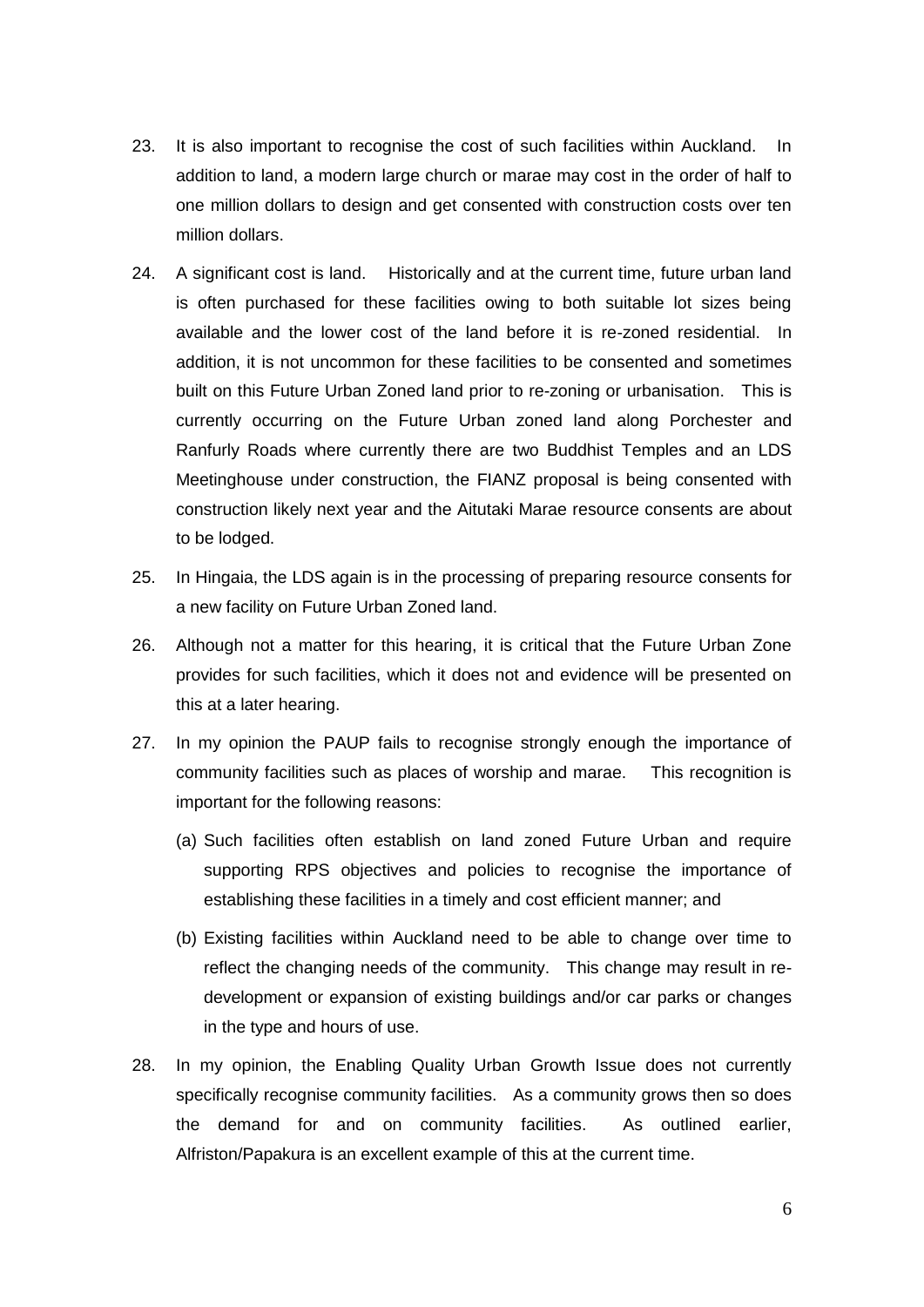23. It is also important to recognise the cost of such facilities within Auckland. In addition to land, a modern large church or marae may cost in the order of half to one million dollars to design and get consented with construction costs over ten million dollars.

24. A significant cost is land. Historically and at the current time, future urban land is often purchased for these facilities owing to both suitable lot sizes being available and the lower cost of the land before it is re-zoned residential. In addition, it is not uncommon for these facilities to be consented and sometimes built on this Future Urban Zoned land prior to re-zoning or urbanisation. This is currently occurring on the Future Urban zoned land along Porchester and Ranfurly Roads where currently there are two Buddhist Temples and an LDS Meetinghouse under construction, the FIANZ proposal is being consented with construction likely next year and the Aitutaki Marae resource consents are about to be lodged.

25. In Hingaia, the LDS again is in the processing of preparing resource consents for a new facility on Future Urban Zoned land.

26. Although not a matter for this hearing, it is critical that the Future Urban Zone provides for such facilities, which it does not and evidence will be presented on this at a later hearing.

27. In my opinion the PAUP fails to recognise strongly enough the importance of community facilities such as places of worship and marae. This recognition is important for the following reasons:

    (a) Such facilities often establish on land zoned Future Urban and require supporting RPS objectives and policies to recognise the importance of establishing these facilities in a timely and cost efficient manner; and

    (b) Existing facilities within Auckland need to be able to change over time to reflect the changing needs of the community. This change may result in re-development or expansion of existing buildings and/or car parks or changes in the type and hours of use.

28. In my opinion, the Enabling Quality Urban Growth Issue does not currently specifically recognise community facilities. As a community grows then so does the demand for and on community facilities. As outlined earlier, Alfriston/Papakura is an excellent example of this at the current time.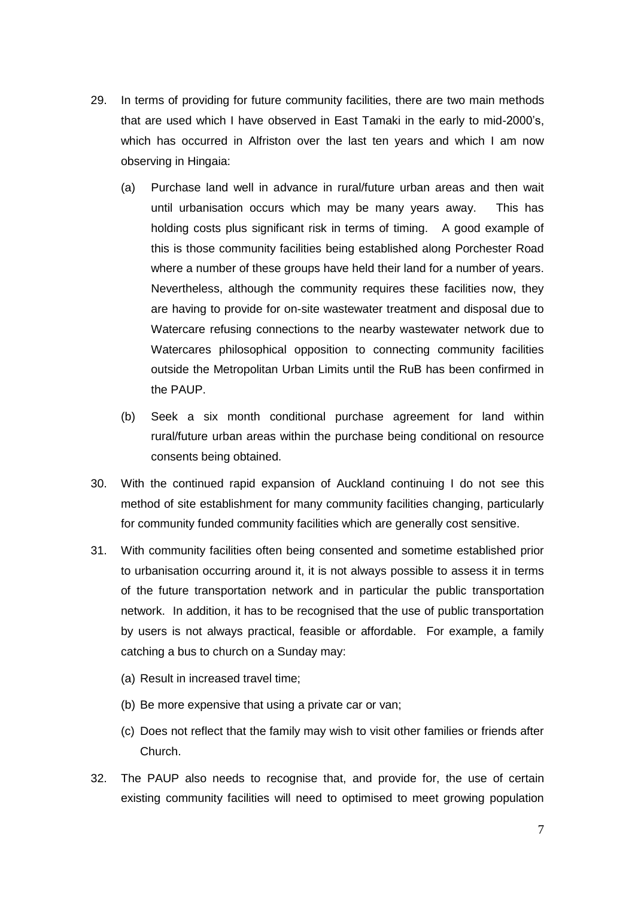29. In terms of providing for future community facilities, there are two main methods that are used which I have observed in East Tamaki in the early to mid-2000's, which has occurred in Alfriston over the last ten years and which I am now observing in Hingaia:

    (a) Purchase land well in advance in rural/future urban areas and then wait until urbanisation occurs which may be many years away. This has holding costs plus significant risk in terms of timing. A good example of this is those community facilities being established along Porchester Road where a number of these groups have held their land for a number of years. Nevertheless, although the community requires these facilities now, they are having to provide for on-site wastewater treatment and disposal due to Watercare refusing connections to the nearby wastewater network due to Watercares philosophical opposition to connecting community facilities outside the Metropolitan Urban Limits until the RuB has been confirmed in the PAUP.

    (b) Seek a six month conditional purchase agreement for land within rural/future urban areas within the purchase being conditional on resource consents being obtained.

30. With the continued rapid expansion of Auckland continuing I do not see this method of site establishment for many community facilities changing, particularly for community funded community facilities which are generally cost sensitive.

31. With community facilities often being consented and sometime established prior to urbanisation occurring around it, it is not always possible to assess it in terms of the future transportation network and in particular the public transportation network. In addition, it has to be recognised that the use of public transportation by users is not always practical, feasible or affordable. For example, a family catching a bus to church on a Sunday may:

    (a) Result in increased travel time;

    (b) Be more expensive that using a private car or van;

    (c) Does not reflect that the family may wish to visit other families or friends after Church.

32. The PAUP also needs to recognise that, and provide for, the use of certain existing community facilities will need to optimised to meet growing population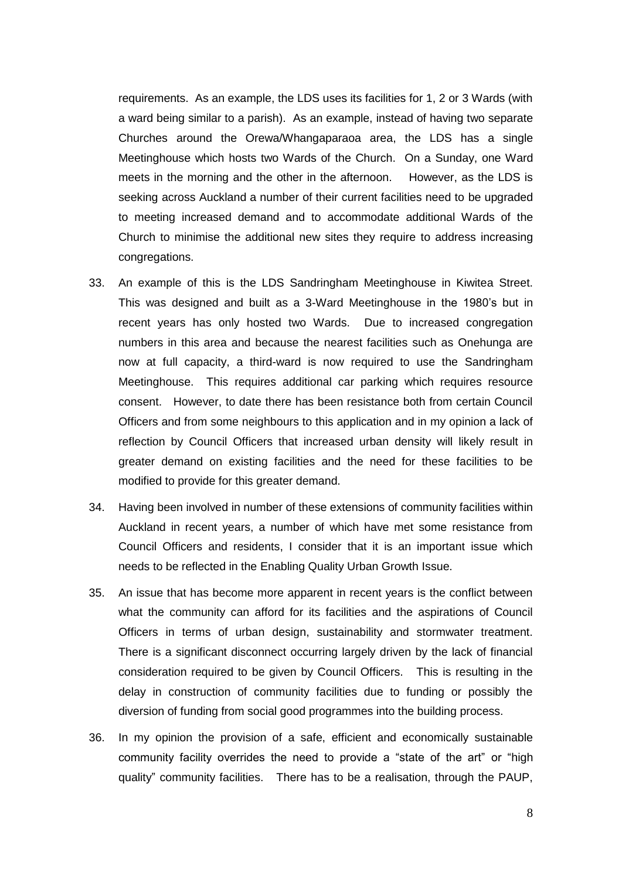requirements. As an example, the LDS uses its facilities for 1, 2 or 3 Wards (with a ward being similar to a parish). As an example, instead of having two separate Churches around the Orewa/Whangaparaoa area, the LDS has a single Meetinghouse which hosts two Wards of the Church. On a Sunday, one Ward meets in the morning and the other in the afternoon. However, as the LDS is seeking across Auckland a number of their current facilities need to be upgraded to meeting increased demand and to accommodate additional Wards of the Church to minimise the additional new sites they require to address increasing congregations.

33. An example of this is the LDS Sandringham Meetinghouse in Kiwitea Street. This was designed and built as a 3-Ward Meetinghouse in the 1980's but in recent years has only hosted two Wards. Due to increased congregation numbers in this area and because the nearest facilities such as Onehunga are now at full capacity, a third-ward is now required to use the Sandringham Meetinghouse. This requires additional car parking which requires resource consent. However, to date there has been resistance both from certain Council Officers and from some neighbours to this application and in my opinion a lack of reflection by Council Officers that increased urban density will likely result in greater demand on existing facilities and the need for these facilities to be modified to provide for this greater demand.

34. Having been involved in number of these extensions of community facilities within Auckland in recent years, a number of which have met some resistance from Council Officers and residents, I consider that it is an important issue which needs to be reflected in the Enabling Quality Urban Growth Issue.

35. An issue that has become more apparent in recent years is the conflict between what the community can afford for its facilities and the aspirations of Council Officers in terms of urban design, sustainability and stormwater treatment. There is a significant disconnect occurring largely driven by the lack of financial consideration required to be given by Council Officers. This is resulting in the delay in construction of community facilities due to funding or possibly the diversion of funding from social good programmes into the building process.

36. In my opinion the provision of a safe, efficient and economically sustainable community facility overrides the need to provide a "state of the art" or "high quality" community facilities. There has to be a realisation, through the PAUP,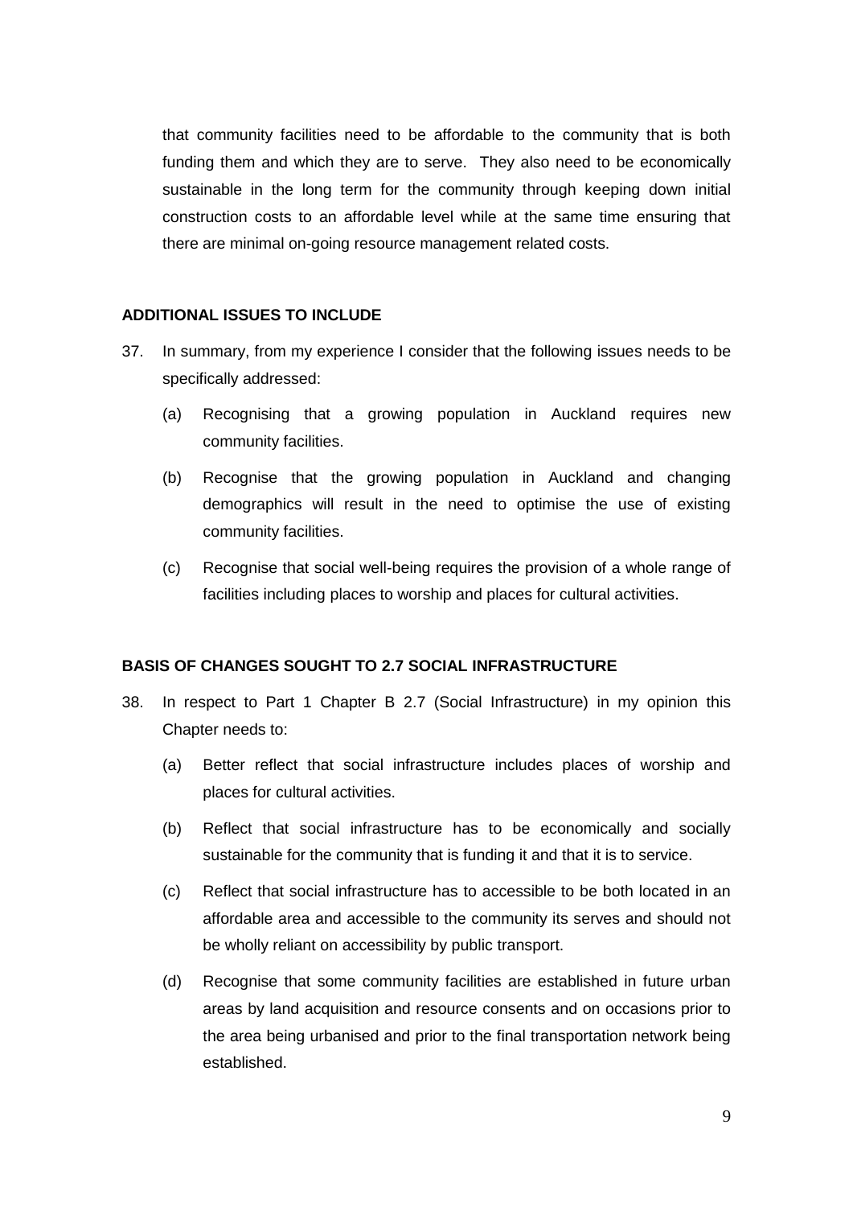that community facilities need to be affordable to the community that is both funding them and which they are to serve. They also need to be economically sustainable in the long term for the community through keeping down initial construction costs to an affordable level while at the same time ensuring that there are minimal on-going resource management related costs.

**ADDITIONAL ISSUES TO INCLUDE**

37. In summary, from my experience I consider that the following issues needs to be specifically addressed:

    (a) Recognising that a growing population in Auckland requires new community facilities.

    (b) Recognise that the growing population in Auckland and changing demographics will result in the need to optimise the use of existing community facilities.

    (c) Recognise that social well-being requires the provision of a whole range of facilities including places to worship and places for cultural activities.

**BASIS OF CHANGES SOUGHT TO 2.7 SOCIAL INFRASTRUCTURE**

38. In respect to Part 1 Chapter B 2.7 (Social Infrastructure) in my opinion this Chapter needs to:

    (a) Better reflect that social infrastructure includes places of worship and places for cultural activities.

    (b) Reflect that social infrastructure has to be economically and socially sustainable for the community that is funding it and that it is to service.

    (c) Reflect that social infrastructure has to accessible to be both located in an affordable area and accessible to the community its serves and should not be wholly reliant on accessibility by public transport.

    (d) Recognise that some community facilities are established in future urban areas by land acquisition and resource consents and on occasions prior to the area being urbanised and prior to the final transportation network being established.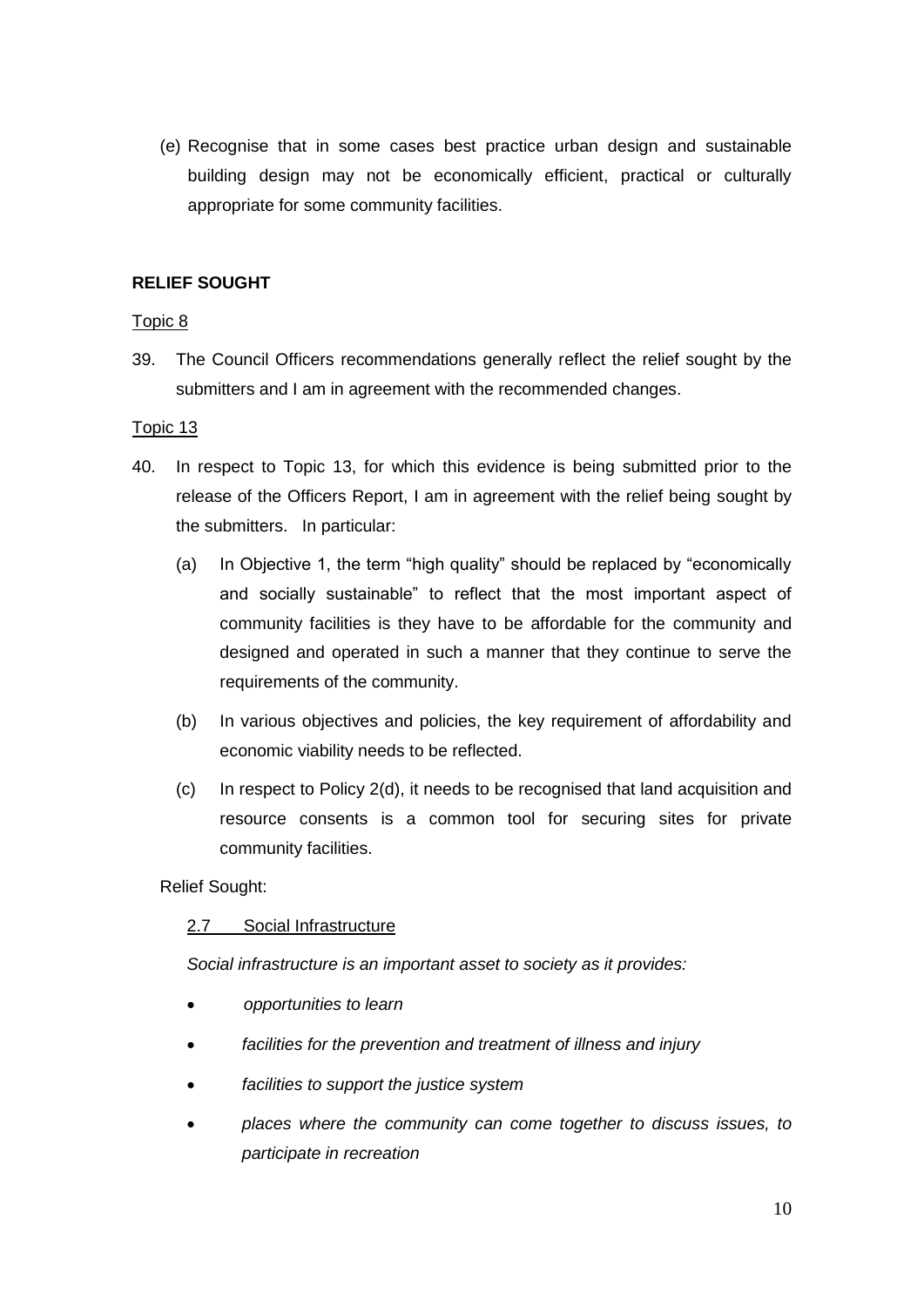(e) Recognise that in some cases best practice urban design and sustainable building design may not be economically efficient, practical or culturally appropriate for some community facilities.

**RELIEF SOUGHT**

Topic 8

39. The Council Officers recommendations generally reflect the relief sought by the submitters and I am in agreement with the recommended changes.

Topic 13

40. In respect to Topic 13, for which this evidence is being submitted prior to the release of the Officers Report, I am in agreement with the relief being sought by the submitters. In particular:

    (a) In Objective 1, the term "high quality" should be replaced by "economically and socially sustainable" to reflect that the most important aspect of community facilities is they have to be affordable for the community and designed and operated in such a manner that they continue to serve the requirements of the community.

    (b) In various objectives and policies, the key requirement of affordability and economic viability needs to be reflected.

    (c) In respect to Policy 2(d), it needs to be recognised that land acquisition and resource consents is a common tool for securing sites for private community facilities.

Relief Sought:

2.7 Social Infrastructure

*Social infrastructure is an important asset to society as it provides:*

- *opportunities to learn*
- *facilities for the prevention and treatment of illness and injury*
- *facilities to support the justice system*
- *places where the community can come together to discuss issues, to participate in recreation*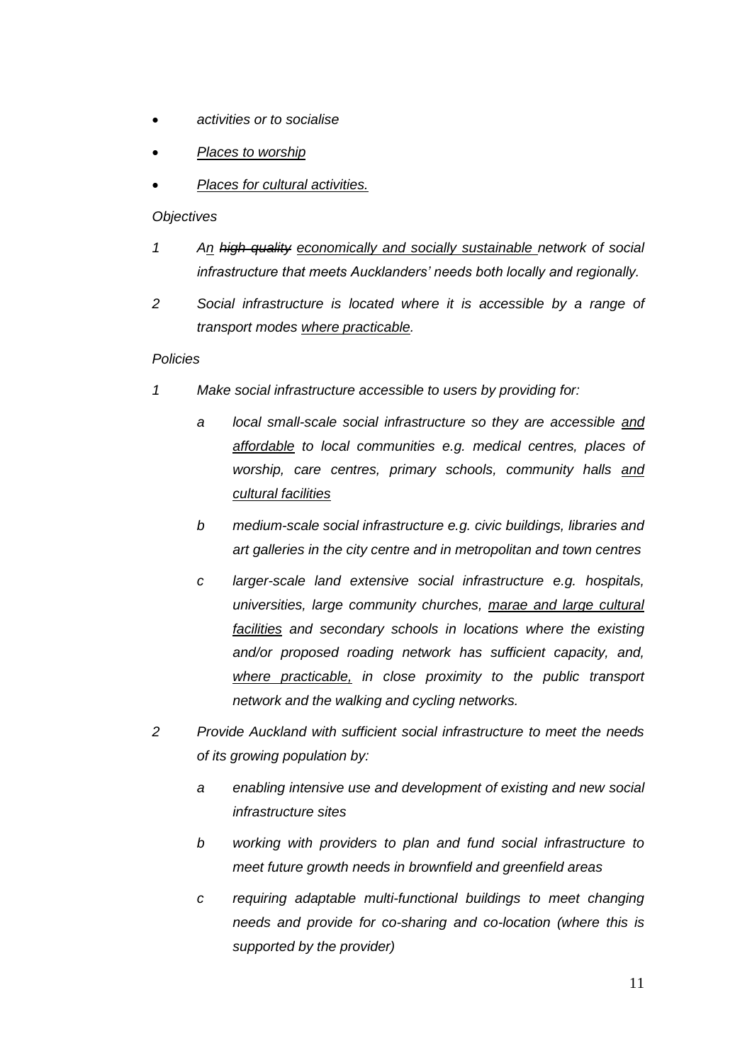- *activities or to socialise*
- *<u>Places to worship</u>*
- *<u>Places for cultural activities.</u>*

*Objectives*

1. *A<u>n</u> ~~high quality~~ <u>economically and socially sustainable</u> network of social infrastructure that meets Aucklanders' needs both locally and regionally.*
2. *Social infrastructure is located where it is accessible by a range of transport modes <u>where practicable</u>.*

*Policies*

1. *Make social infrastructure accessible to users by providing for:*
   - a *local small-scale social infrastructure so they are accessible <u>and affordable</u> to local communities e.g. medical centres, places of worship, care centres, primary schools, community halls <u>and cultural facilities</u>*
   - b *medium-scale social infrastructure e.g. civic buildings, libraries and art galleries in the city centre and in metropolitan and town centres*
   - c *larger-scale land extensive social infrastructure e.g. hospitals, universities, large community churches, <u>marae and large cultural facilities</u> and secondary schools in locations where the existing and/or proposed roading network has sufficient capacity, and, <u>where practicable,</u> in close proximity to the public transport network and the walking and cycling networks.*
2. *Provide Auckland with sufficient social infrastructure to meet the needs of its growing population by:*
   - a *enabling intensive use and development of existing and new social infrastructure sites*
   - b *working with providers to plan and fund social infrastructure to meet future growth needs in brownfield and greenfield areas*
   - c *requiring adaptable multi-functional buildings to meet changing needs and provide for co-sharing and co-location (where this is supported by the provider)*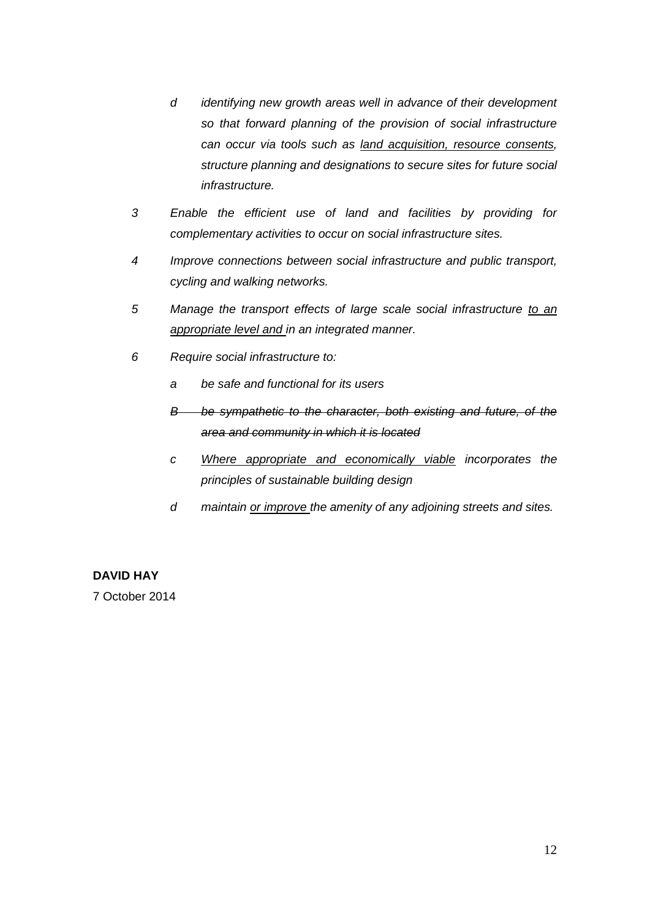*d identifying new growth areas well in advance of their development so that forward planning of the provision of social infrastructure can occur via tools such as <u>land acquisition, resource consents</u>, structure planning and designations to secure sites for future social infrastructure.*

*3 Enable the efficient use of land and facilities by providing for complementary activities to occur on social infrastructure sites.*

*4 Improve connections between social infrastructure and public transport, cycling and walking networks.*

*5 Manage the transport effects of large scale social infrastructure <u>to an appropriate level and</u> in an integrated manner.*

*6 Require social infrastructure to:*

*a be safe and functional for its users*

~~*B be sympathetic to the character, both existing and future, of the area and community in which it is located*~~

*c <u>Where appropriate and economically viable</u> incorporates the principles of sustainable building design*

*d maintain <u>or improve</u> the amenity of any adjoining streets and sites.*

**DAVID HAY**

7 October 2014